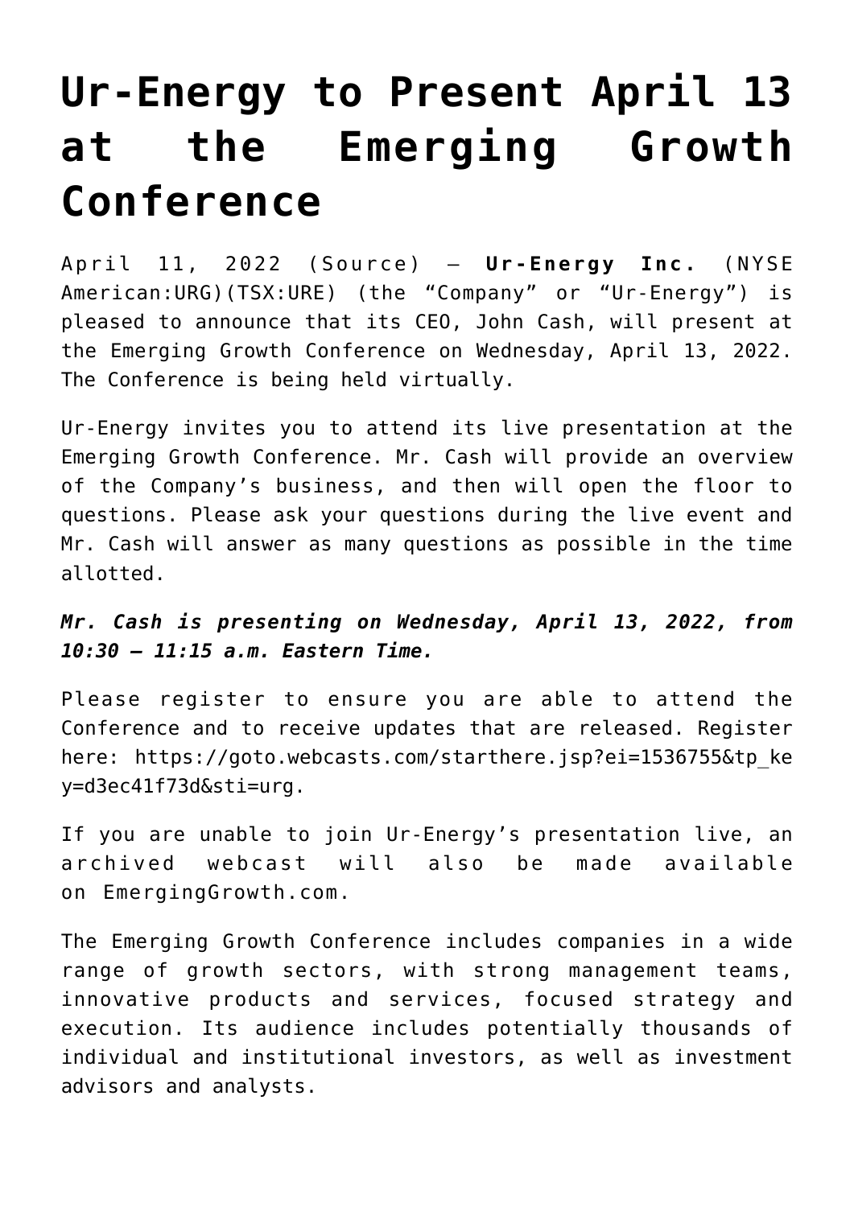# Ur-Energy to Present April 13 at the Emerging Growth Conference

April 11, 2022 (Source) — **Ur-Energy Inc.** (NYSE American:URG)(TSX:URE) (the "Company" or "Ur-Energy") is pleased to announce that its CEO, John Cash, will present at the Emerging Growth Conference on Wednesday, April 13, 2022. The Conference is being held virtually.

Ur-Energy invites you to attend its live presentation at the Emerging Growth Conference. Mr. Cash will provide an overview of the Company's business, and then will open the floor to questions. Please ask your questions during the live event and Mr. Cash will answer as many questions as possible in the time allotted.

***Mr. Cash is presenting on Wednesday, April 13, 2022, from 10:30 – 11:15 a.m. Eastern Time.***

Please register to ensure you are able to attend the Conference and to receive updates that are released. Register here: https://goto.webcasts.com/starthere.jsp?ei=1536755&tp_key=d3ec41f73d&sti=urg.

If you are unable to join Ur-Energy's presentation live, an archived webcast will also be made available on EmergingGrowth.com.

The Emerging Growth Conference includes companies in a wide range of growth sectors, with strong management teams, innovative products and services, focused strategy and execution. Its audience includes potentially thousands of individual and institutional investors, as well as investment advisors and analysts.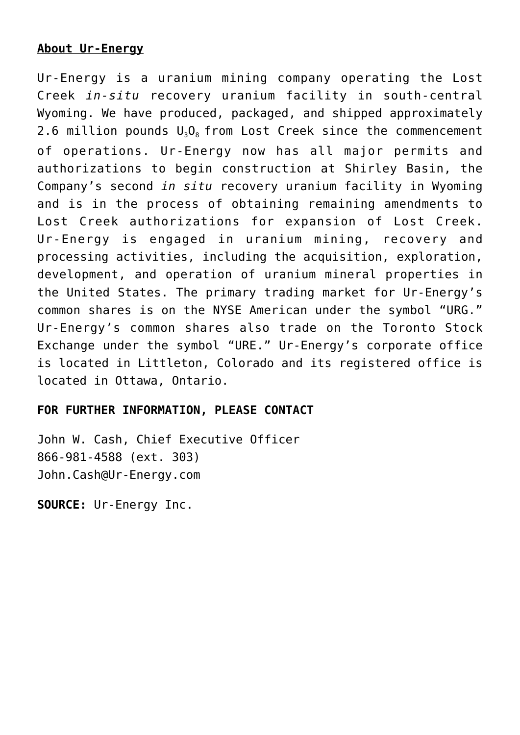**About Ur-Energy**

Ur-Energy is a uranium mining company operating the Lost Creek *in-situ* recovery uranium facility in south-central Wyoming. We have produced, packaged, and shipped approximately 2.6 million pounds $U_3O_8$ from Lost Creek since the commencement of operations. Ur-Energy now has all major permits and authorizations to begin construction at Shirley Basin, the Company's second *in situ* recovery uranium facility in Wyoming and is in the process of obtaining remaining amendments to Lost Creek authorizations for expansion of Lost Creek. Ur-Energy is engaged in uranium mining, recovery and processing activities, including the acquisition, exploration, development, and operation of uranium mineral properties in the United States. The primary trading market for Ur-Energy's common shares is on the NYSE American under the symbol "URG." Ur-Energy's common shares also trade on the Toronto Stock Exchange under the symbol "URE." Ur-Energy's corporate office is located in Littleton, Colorado and its registered office is located in Ottawa, Ontario.

**FOR FURTHER INFORMATION, PLEASE CONTACT**

John W. Cash, Chief Executive Officer
866-981-4588 (ext. 303)
John.Cash@Ur-Energy.com

**SOURCE:** Ur-Energy Inc.